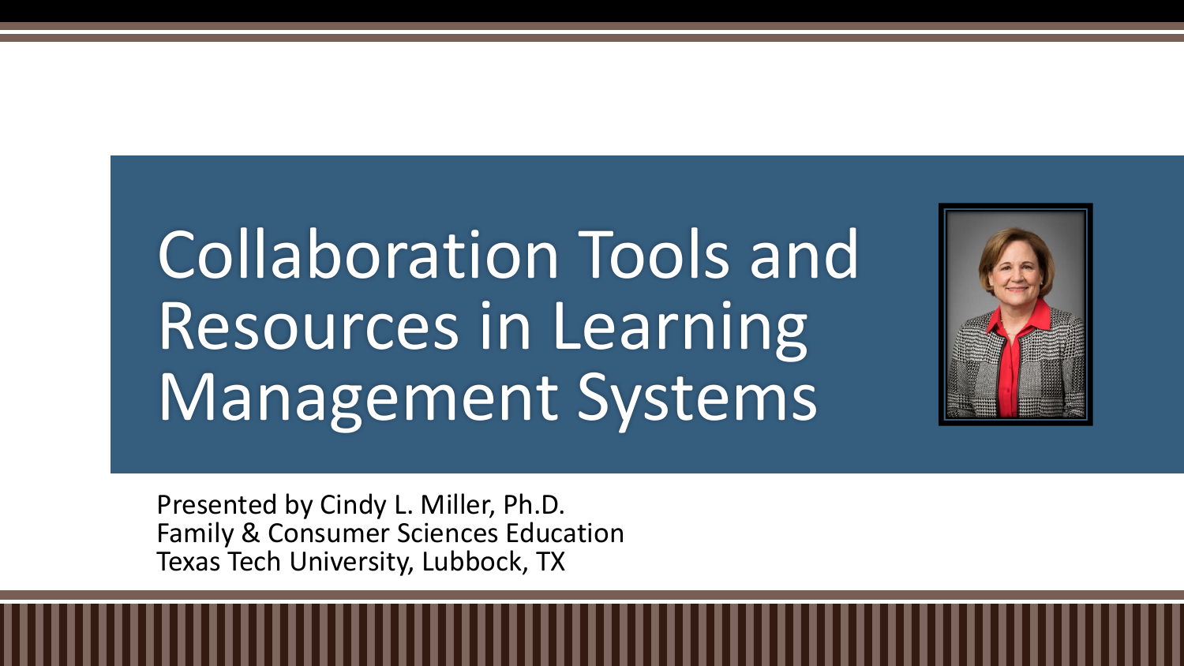# Collaboration Tools and Resources in Learning Management Systems

Presented by Cindy L. Miller, Ph.D.
Family & Consumer Sciences Education
Texas Tech University, Lubbock, TX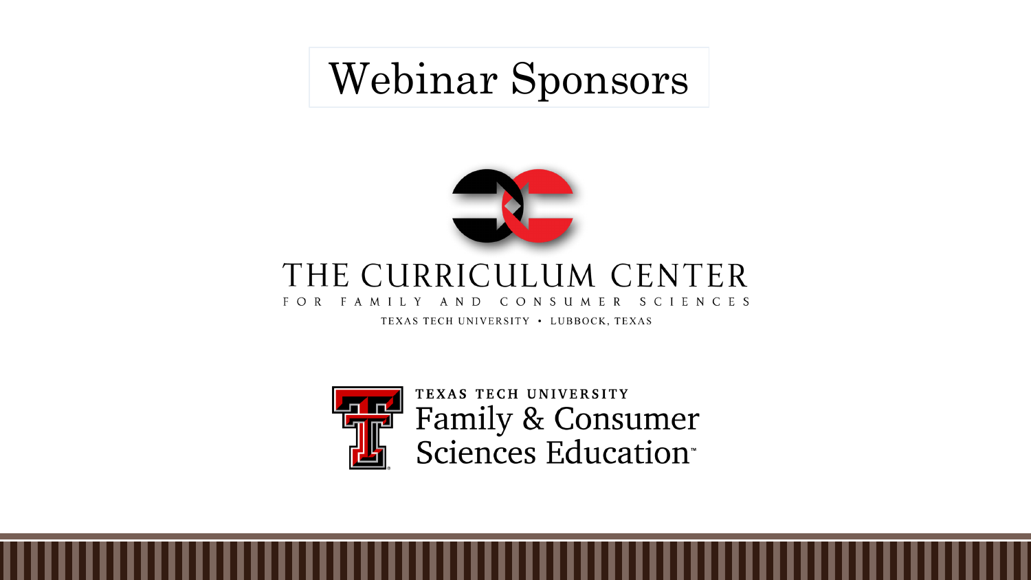# Webinar Sponsors

THE CURRICULUM CENTER

FOR FAMILY AND CONSUMER SCIENCES

TEXAS TECH UNIVERSITY • LUBBOCK, TEXAS

TEXAS TECH UNIVERSITY

Family & Consumer Sciences Education™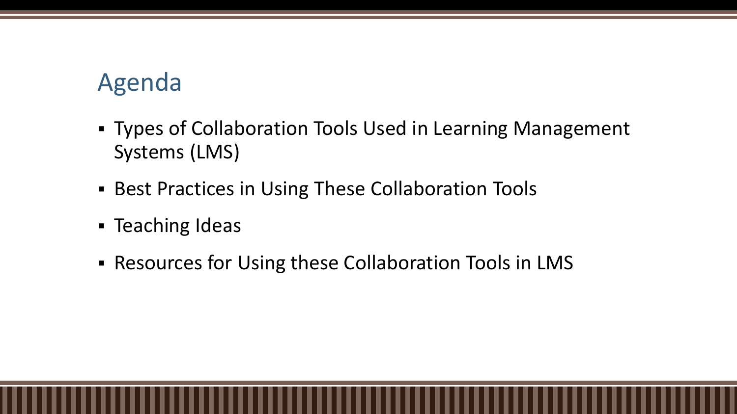## Agenda

- Types of Collaboration Tools Used in Learning Management Systems (LMS)
- Best Practices in Using These Collaboration Tools
- Teaching Ideas
- Resources for Using these Collaboration Tools in LMS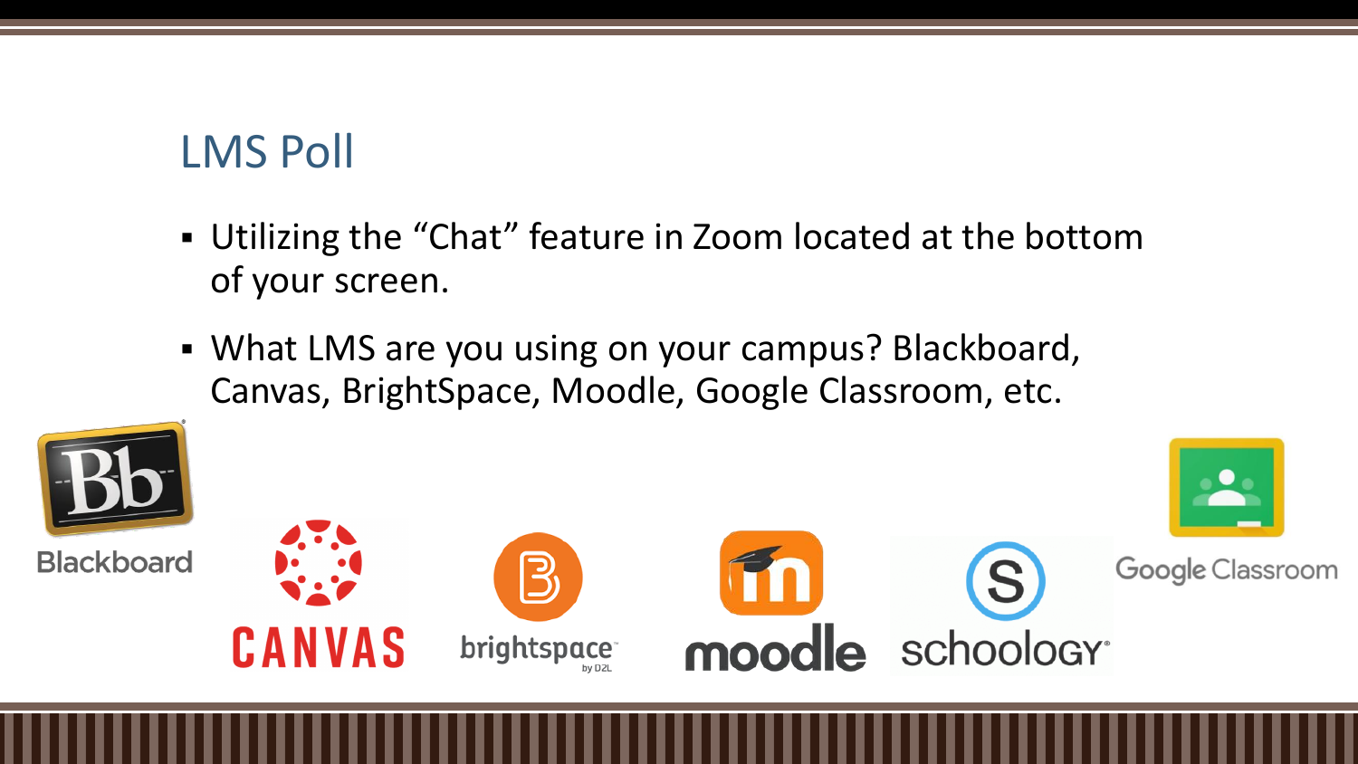## LMS Poll

- Utilizing the "Chat" feature in Zoom located at the bottom of your screen.
- What LMS are you using on your campus? Blackboard, Canvas, BrightSpace, Moodle, Google Classroom, etc.

Blackboard

CANVAS

brightspace by D2L

moodle

schoology

Google Classroom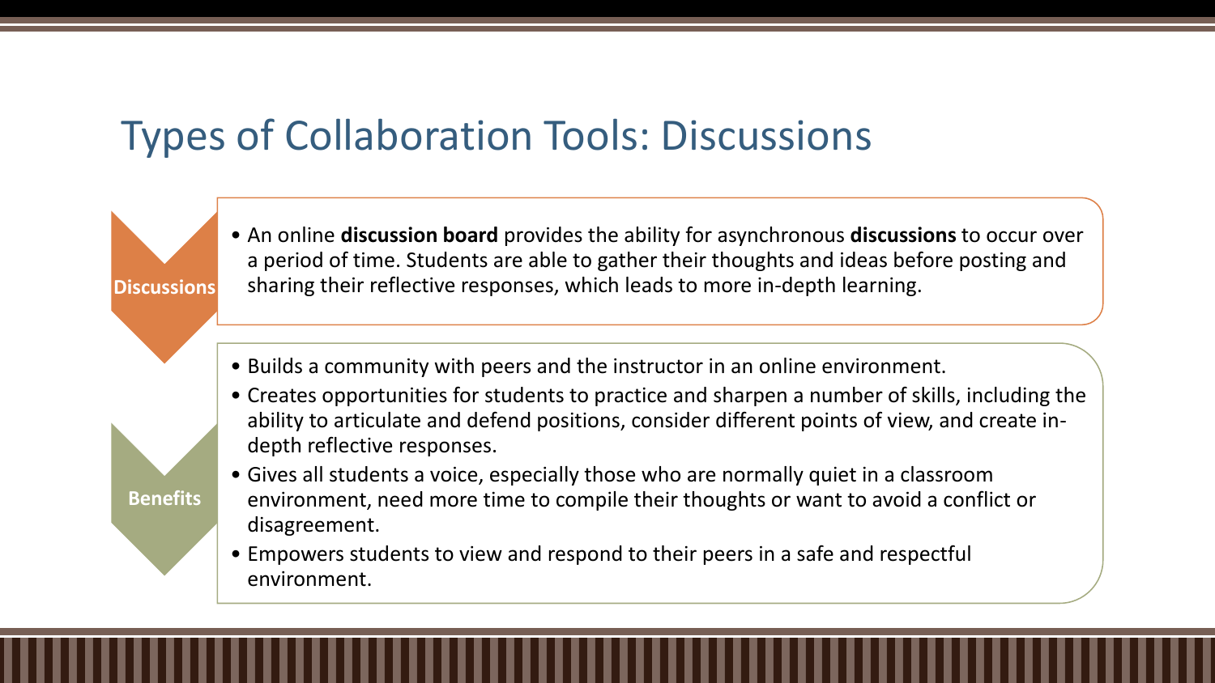# Types of Collaboration Tools: Discussions

**Discussions**

- An online **discussion board** provides the ability for asynchronous **discussions** to occur over a period of time. Students are able to gather their thoughts and ideas before posting and sharing their reflective responses, which leads to more in-depth learning.

**Benefits**

- Builds a community with peers and the instructor in an online environment.
- Creates opportunities for students to practice and sharpen a number of skills, including the ability to articulate and defend positions, consider different points of view, and create in-depth reflective responses.
- Gives all students a voice, especially those who are normally quiet in a classroom environment, need more time to compile their thoughts or want to avoid a conflict or disagreement.
- Empowers students to view and respond to their peers in a safe and respectful environment.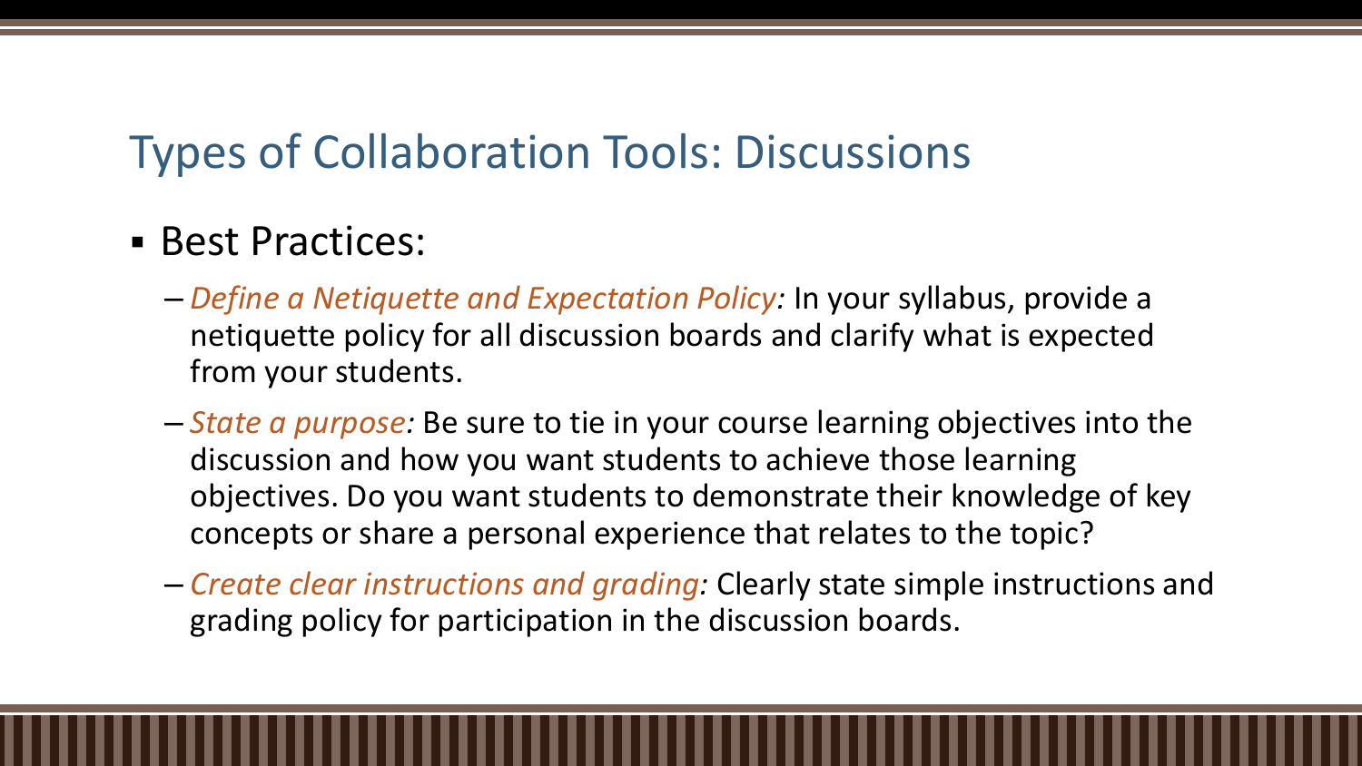# Types of Collaboration Tools: Discussions

- Best Practices:
  - *Define a Netiquette and Expectation Policy:* In your syllabus, provide a netiquette policy for all discussion boards and clarify what is expected from your students.
  - *State a purpose:* Be sure to tie in your course learning objectives into the discussion and how you want students to achieve those learning objectives. Do you want students to demonstrate their knowledge of key concepts or share a personal experience that relates to the topic?
  - *Create clear instructions and grading:* Clearly state simple instructions and grading policy for participation in the discussion boards.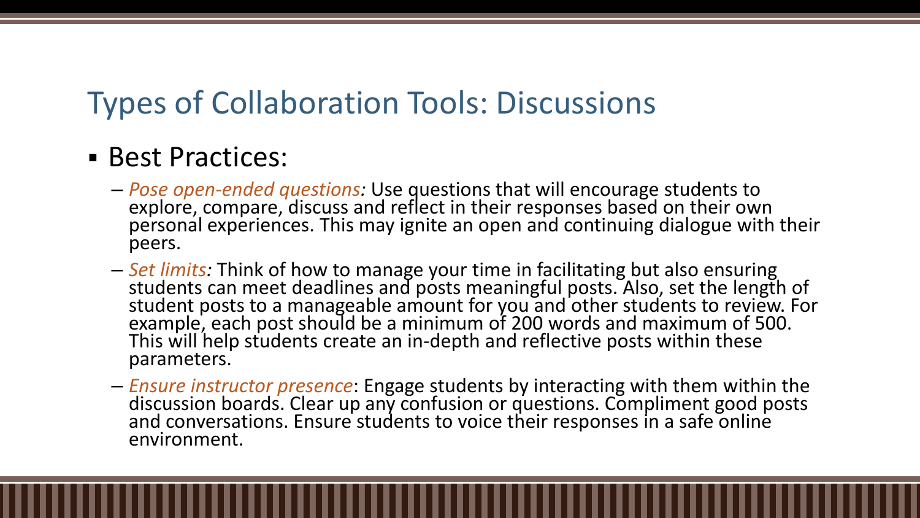# Types of Collaboration Tools: Discussions

- Best Practices:
  - *Pose open-ended questions:* Use questions that will encourage students to explore, compare, discuss and reflect in their responses based on their own personal experiences. This may ignite an open and continuing dialogue with their peers.
  - *Set limits:* Think of how to manage your time in facilitating but also ensuring students can meet deadlines and posts meaningful posts. Also, set the length of student posts to a manageable amount for you and other students to review. For example, each post should be a minimum of 200 words and maximum of 500. This will help students create an in-depth and reflective posts within these parameters.
  - *Ensure instructor presence*: Engage students by interacting with them within the discussion boards. Clear up any confusion or questions. Compliment good posts and conversations. Ensure students to voice their responses in a safe online environment.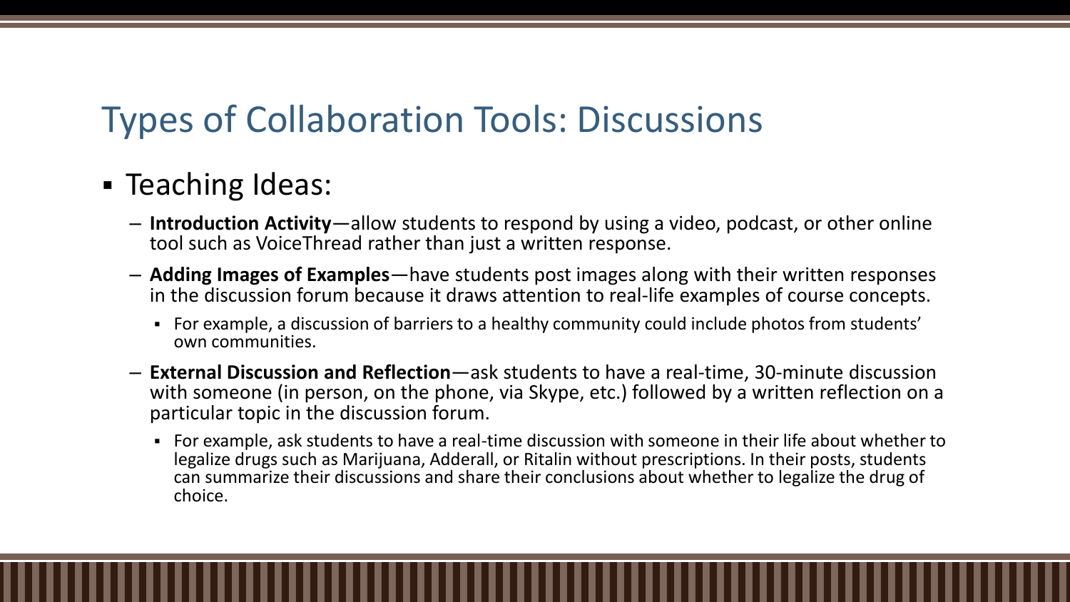# Types of Collaboration Tools: Discussions

- Teaching Ideas:
  - **Introduction Activity**—allow students to respond by using a video, podcast, or other online tool such as VoiceThread rather than just a written response.
  - **Adding Images of Examples**—have students post images along with their written responses in the discussion forum because it draws attention to real-life examples of course concepts.
    - For example, a discussion of barriers to a healthy community could include photos from students' own communities.
  - **External Discussion and Reflection**—ask students to have a real-time, 30-minute discussion with someone (in person, on the phone, via Skype, etc.) followed by a written reflection on a particular topic in the discussion forum.
    - For example, ask students to have a real-time discussion with someone in their life about whether to legalize drugs such as Marijuana, Adderall, or Ritalin without prescriptions. In their posts, students can summarize their discussions and share their conclusions about whether to legalize the drug of choice.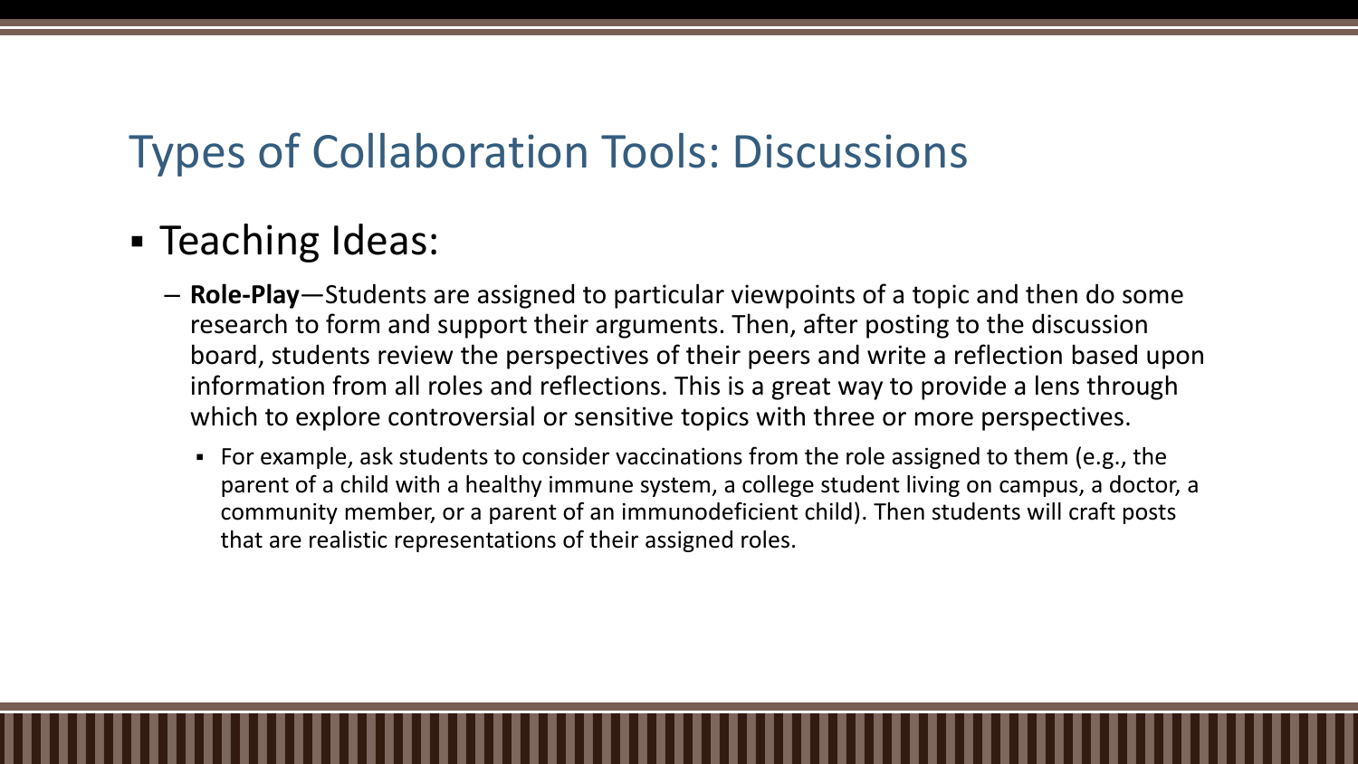# Types of Collaboration Tools: Discussions

- Teaching Ideas:
  - **Role-Play**—Students are assigned to particular viewpoints of a topic and then do some research to form and support their arguments. Then, after posting to the discussion board, students review the perspectives of their peers and write a reflection based upon information from all roles and reflections. This is a great way to provide a lens through which to explore controversial or sensitive topics with three or more perspectives.
    - For example, ask students to consider vaccinations from the role assigned to them (e.g., the parent of a child with a healthy immune system, a college student living on campus, a doctor, a community member, or a parent of an immunodeficient child). Then students will craft posts that are realistic representations of their assigned roles.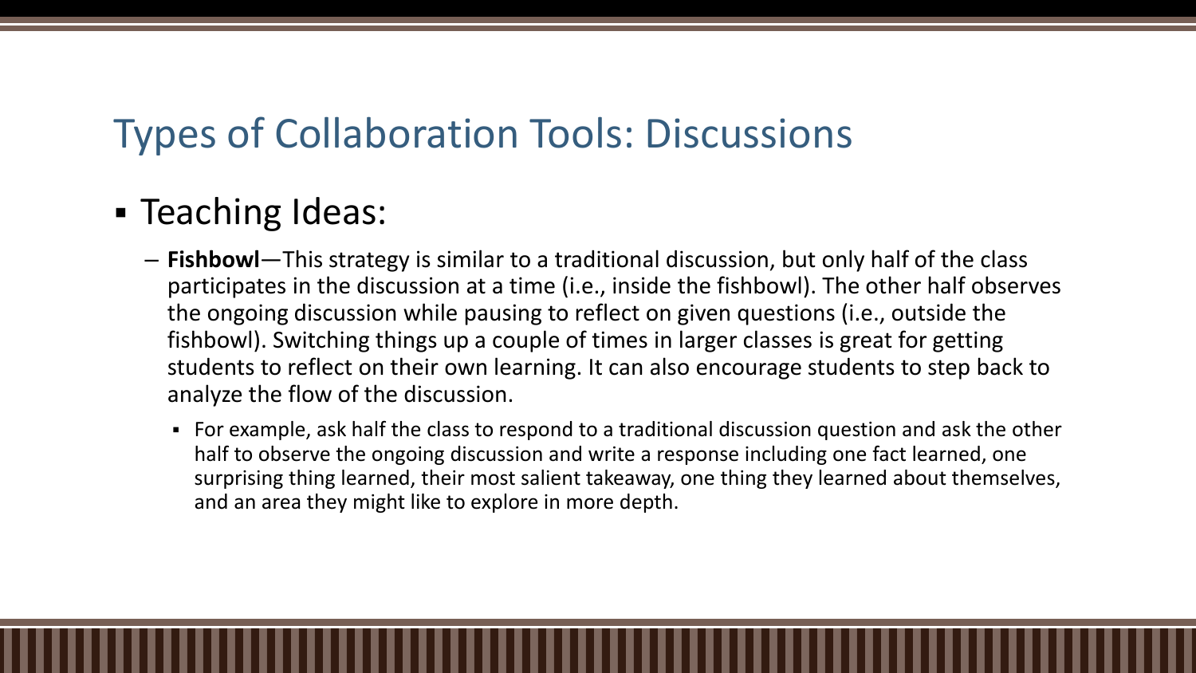# Types of Collaboration Tools: Discussions

- Teaching Ideas:
  - **Fishbowl**—This strategy is similar to a traditional discussion, but only half of the class participates in the discussion at a time (i.e., inside the fishbowl). The other half observes the ongoing discussion while pausing to reflect on given questions (i.e., outside the fishbowl). Switching things up a couple of times in larger classes is great for getting students to reflect on their own learning. It can also encourage students to step back to analyze the flow of the discussion.
    - For example, ask half the class to respond to a traditional discussion question and ask the other half to observe the ongoing discussion and write a response including one fact learned, one surprising thing learned, their most salient takeaway, one thing they learned about themselves, and an area they might like to explore in more depth.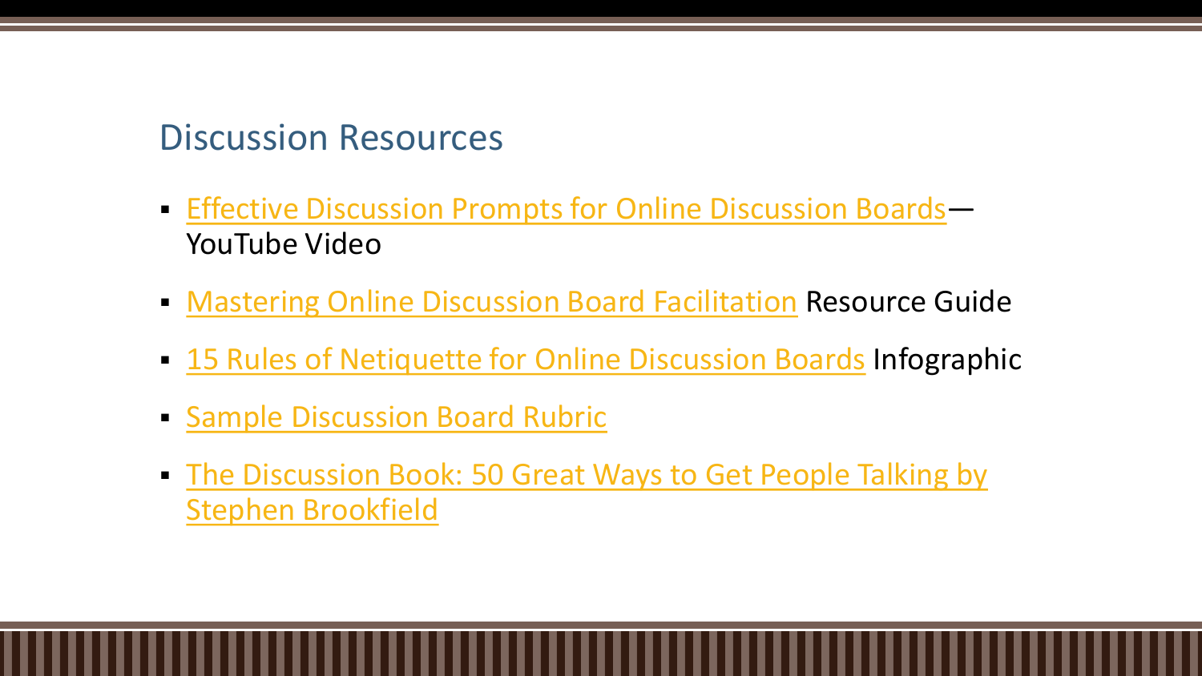## Discussion Resources

- Effective Discussion Prompts for Online Discussion Boards—YouTube Video
- Mastering Online Discussion Board Facilitation Resource Guide
- 15 Rules of Netiquette for Online Discussion Boards Infographic
- Sample Discussion Board Rubric
- The Discussion Book: 50 Great Ways to Get People Talking by Stephen Brookfield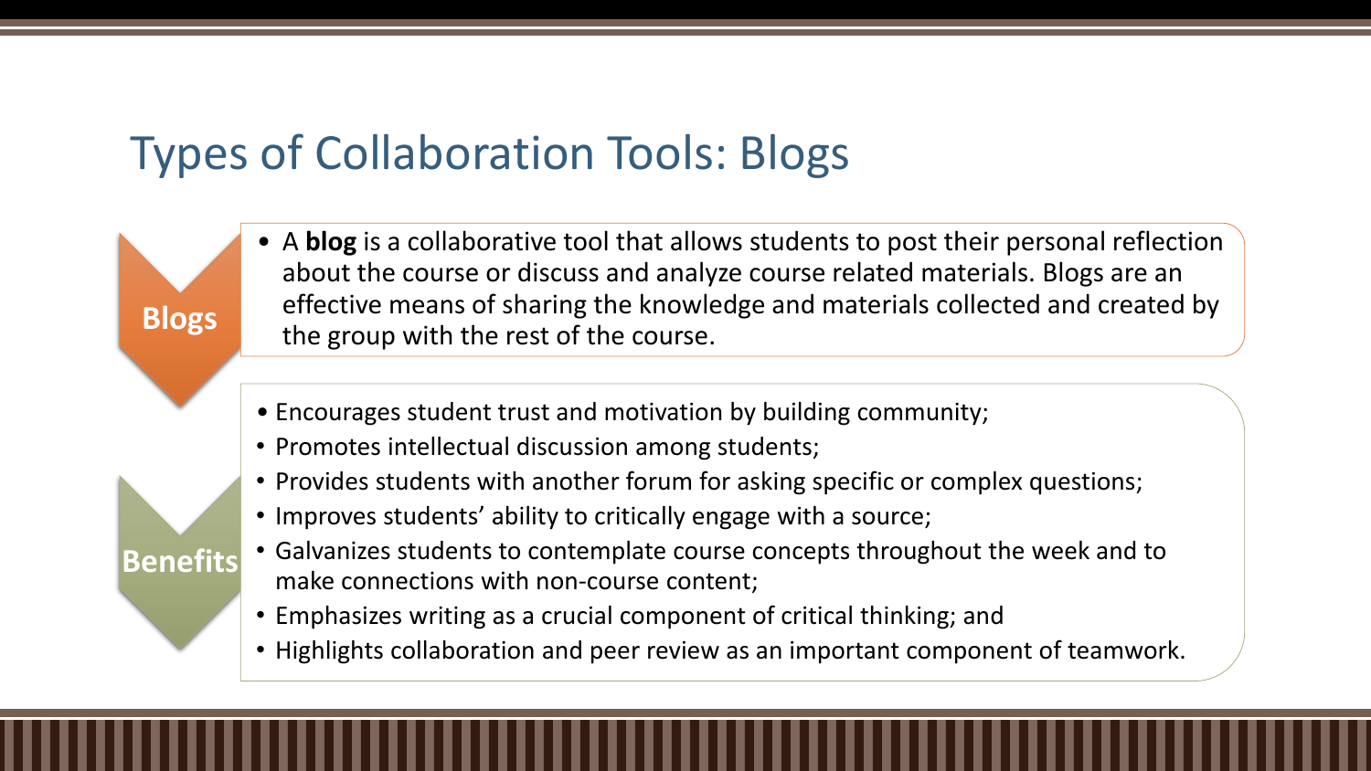# Types of Collaboration Tools: Blogs

**Blogs**

- A **blog** is a collaborative tool that allows students to post their personal reflection about the course or discuss and analyze course related materials. Blogs are an effective means of sharing the knowledge and materials collected and created by the group with the rest of the course.

**Benefits**

- Encourages student trust and motivation by building community;
- Promotes intellectual discussion among students;
- Provides students with another forum for asking specific or complex questions;
- Improves students' ability to critically engage with a source;
- Galvanizes students to contemplate course concepts throughout the week and to make connections with non-course content;
- Emphasizes writing as a crucial component of critical thinking; and
- Highlights collaboration and peer review as an important component of teamwork.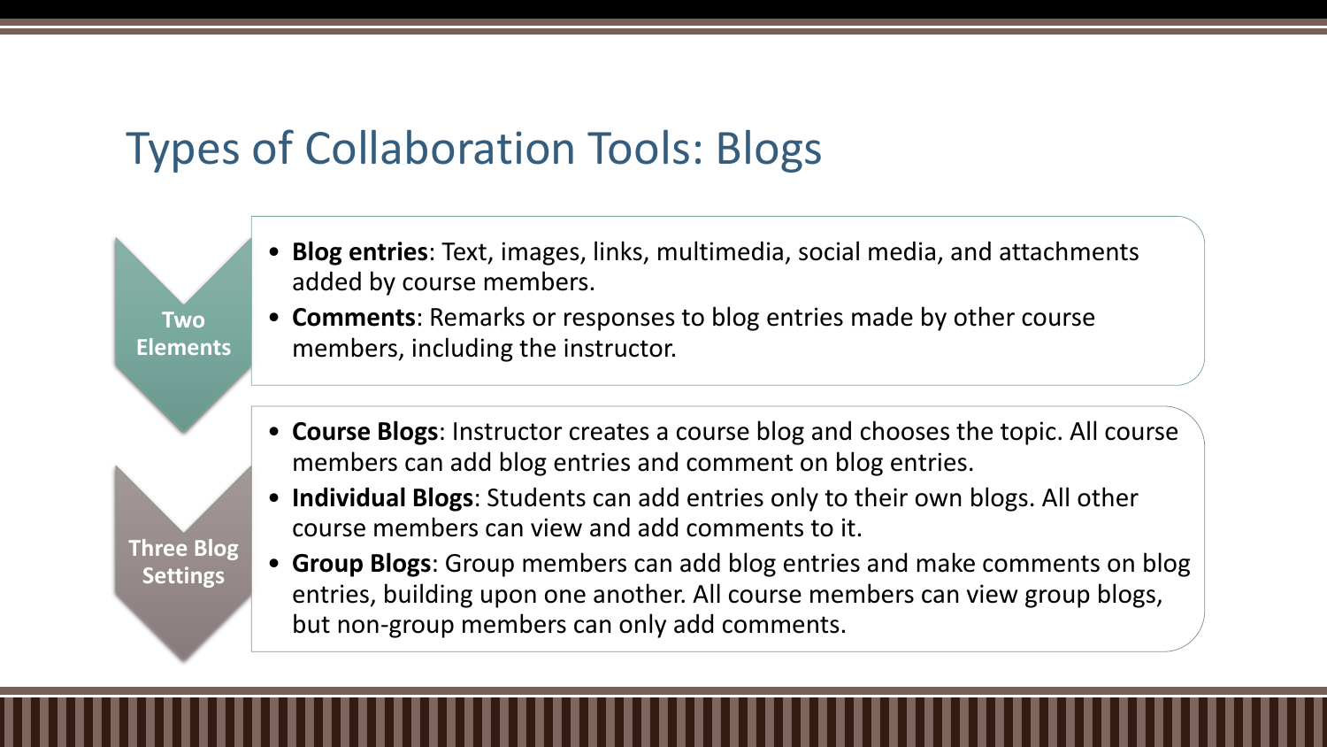# Types of Collaboration Tools: Blogs

## Two Elements

- **Blog entries**: Text, images, links, multimedia, social media, and attachments added by course members.
- **Comments**: Remarks or responses to blog entries made by other course members, including the instructor.

## Three Blog Settings

- **Course Blogs**: Instructor creates a course blog and chooses the topic. All course members can add blog entries and comment on blog entries.
- **Individual Blogs**: Students can add entries only to their own blogs. All other course members can view and add comments to it.
- **Group Blogs**: Group members can add blog entries and make comments on blog entries, building upon one another. All course members can view group blogs, but non-group members can only add comments.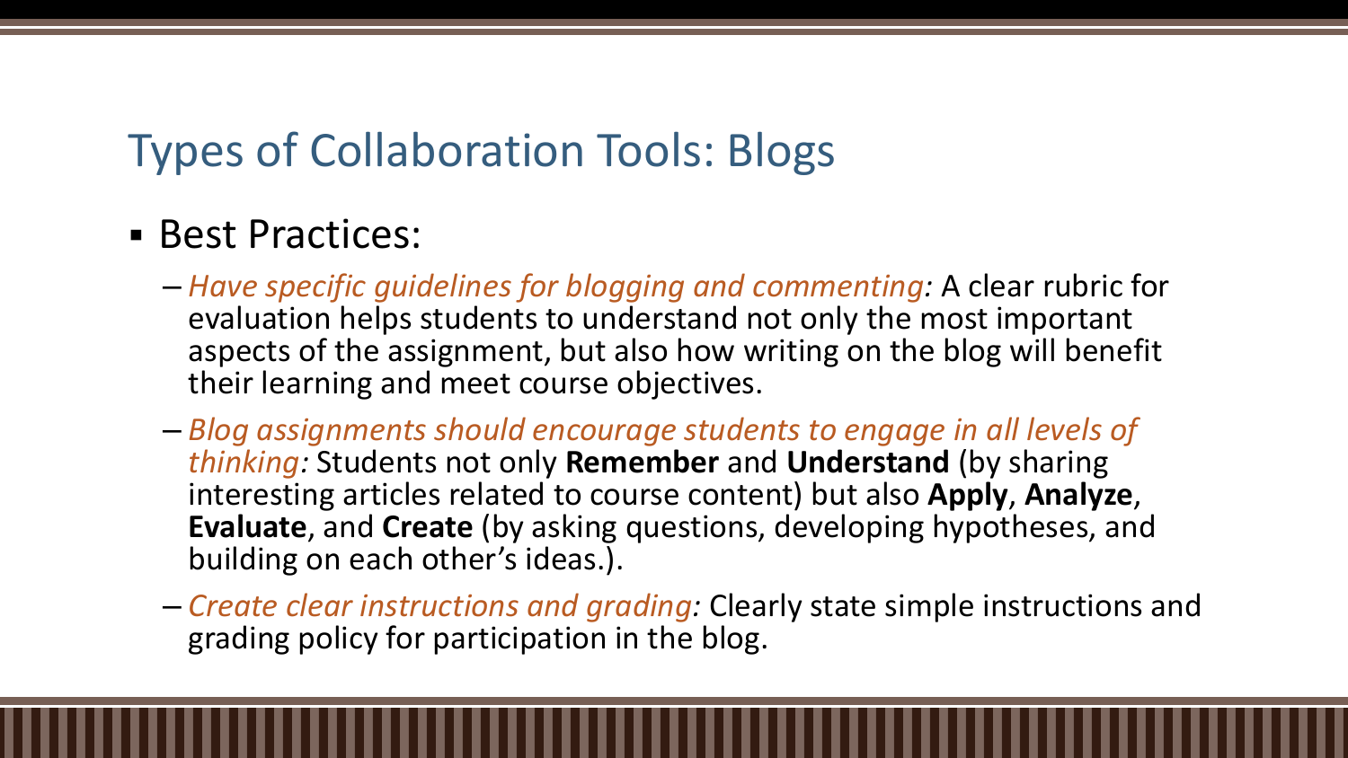## Types of Collaboration Tools: Blogs

- Best Practices:
  - *Have specific guidelines for blogging and commenting:* A clear rubric for evaluation helps students to understand not only the most important aspects of the assignment, but also how writing on the blog will benefit their learning and meet course objectives.
  - *Blog assignments should encourage students to engage in all levels of thinking:* Students not only **Remember** and **Understand** (by sharing interesting articles related to course content) but also **Apply**, **Analyze**, **Evaluate**, and **Create** (by asking questions, developing hypotheses, and building on each other's ideas.).
  - *Create clear instructions and grading:* Clearly state simple instructions and grading policy for participation in the blog.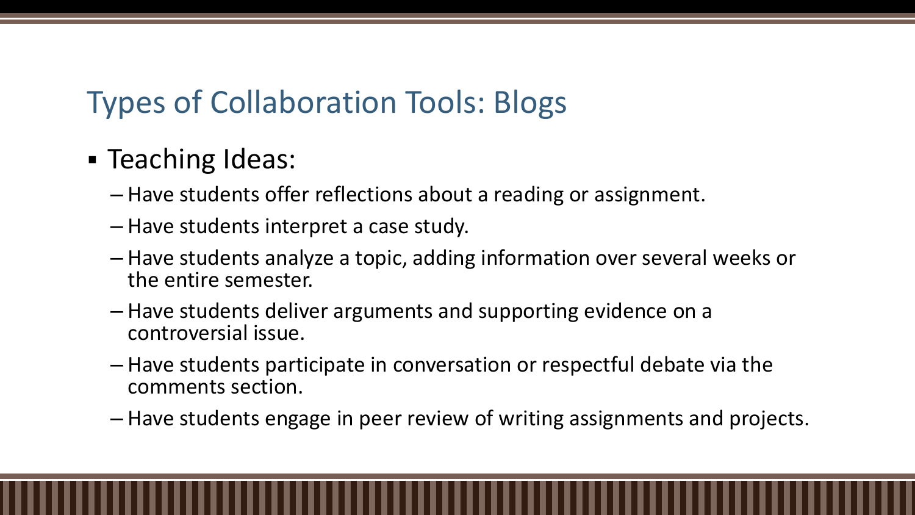# Types of Collaboration Tools: Blogs

- Teaching Ideas:
  - Have students offer reflections about a reading or assignment.
  - Have students interpret a case study.
  - Have students analyze a topic, adding information over several weeks or the entire semester.
  - Have students deliver arguments and supporting evidence on a controversial issue.
  - Have students participate in conversation or respectful debate via the comments section.
  - Have students engage in peer review of writing assignments and projects.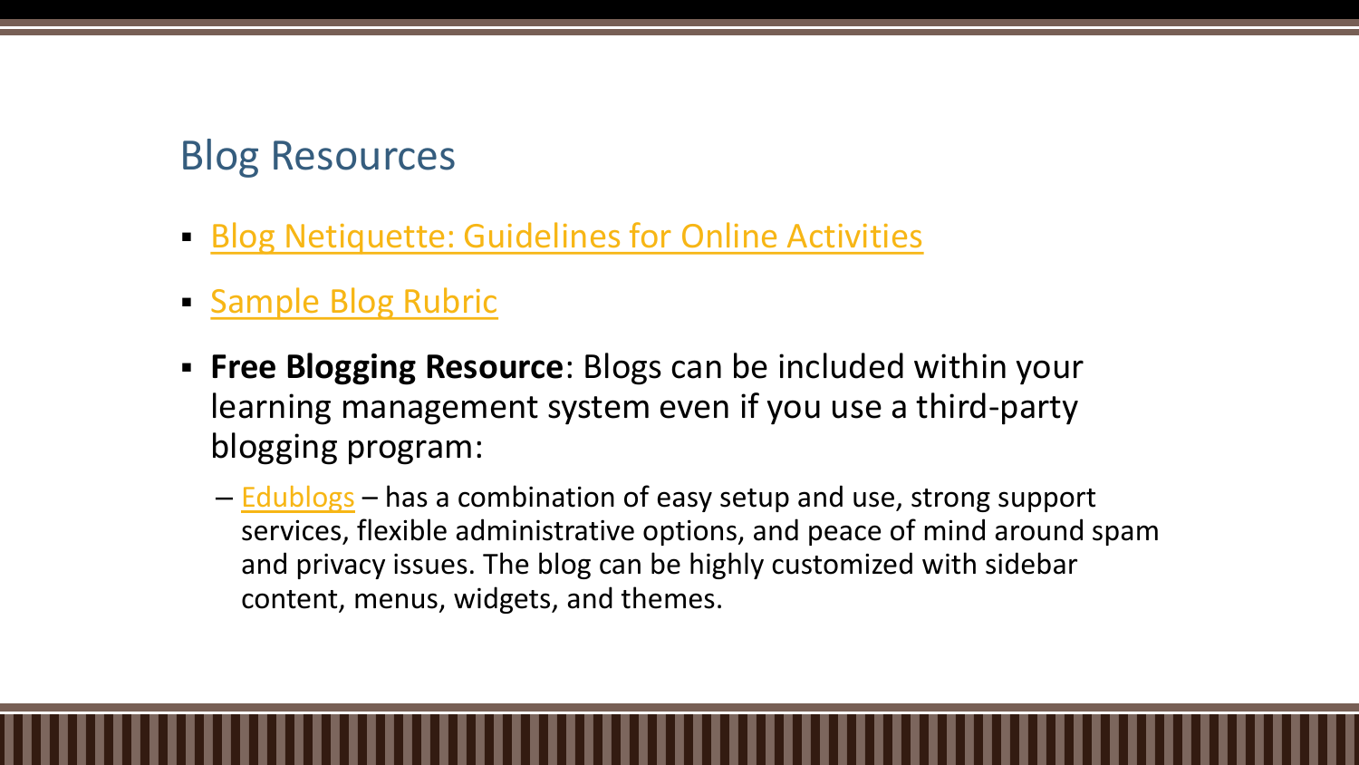## Blog Resources

- Blog Netiquette: Guidelines for Online Activities
- Sample Blog Rubric
- **Free Blogging Resource**: Blogs can be included within your learning management system even if you use a third-party blogging program:
  - Edublogs – has a combination of easy setup and use, strong support services, flexible administrative options, and peace of mind around spam and privacy issues. The blog can be highly customized with sidebar content, menus, widgets, and themes.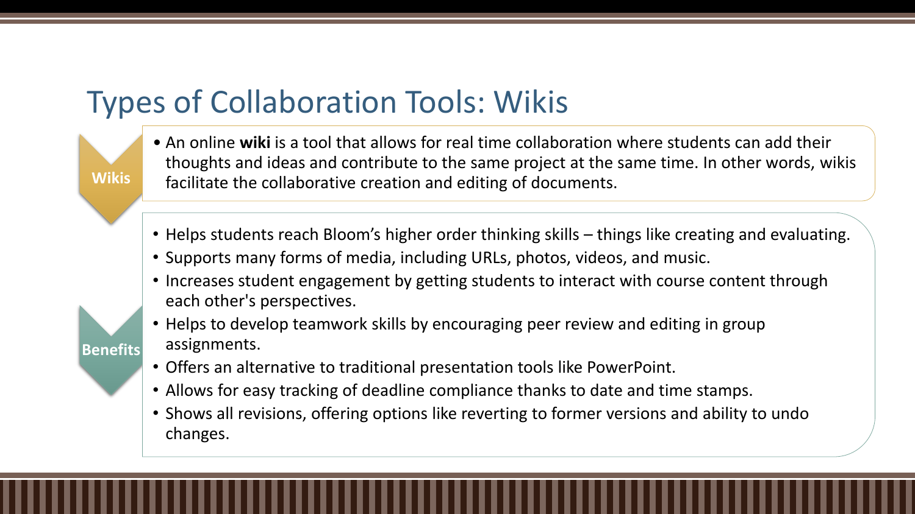# Types of Collaboration Tools: Wikis

**Wikis**

- An online **wiki** is a tool that allows for real time collaboration where students can add their thoughts and ideas and contribute to the same project at the same time. In other words, wikis facilitate the collaborative creation and editing of documents.

**Benefits**

- Helps students reach Bloom's higher order thinking skills – things like creating and evaluating.
- Supports many forms of media, including URLs, photos, videos, and music.
- Increases student engagement by getting students to interact with course content through each other's perspectives.
- Helps to develop teamwork skills by encouraging peer review and editing in group assignments.
- Offers an alternative to traditional presentation tools like PowerPoint.
- Allows for easy tracking of deadline compliance thanks to date and time stamps.
- Shows all revisions, offering options like reverting to former versions and ability to undo changes.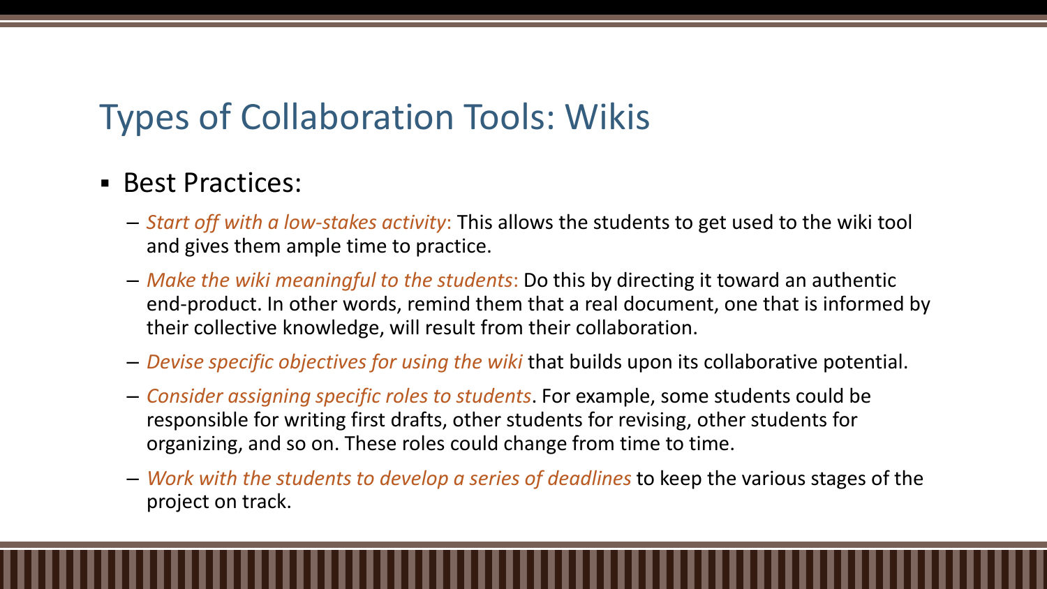# Types of Collaboration Tools: Wikis

- Best Practices:
  - *Start off with a low-stakes activity*: This allows the students to get used to the wiki tool and gives them ample time to practice.
  - *Make the wiki meaningful to the students*: Do this by directing it toward an authentic end-product. In other words, remind them that a real document, one that is informed by their collective knowledge, will result from their collaboration.
  - *Devise specific objectives for using the wiki* that builds upon its collaborative potential.
  - *Consider assigning specific roles to students*. For example, some students could be responsible for writing first drafts, other students for revising, other students for organizing, and so on. These roles could change from time to time.
  - *Work with the students to develop a series of deadlines* to keep the various stages of the project on track.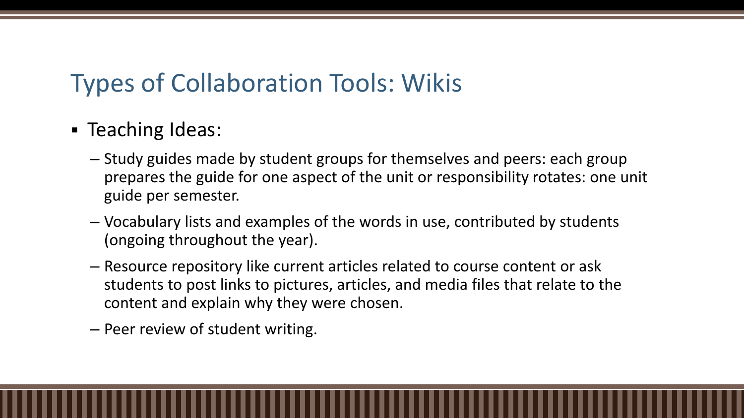# Types of Collaboration Tools: Wikis

- Teaching Ideas:
  - Study guides made by student groups for themselves and peers: each group prepares the guide for one aspect of the unit or responsibility rotates: one unit guide per semester.
  - Vocabulary lists and examples of the words in use, contributed by students (ongoing throughout the year).
  - Resource repository like current articles related to course content or ask students to post links to pictures, articles, and media files that relate to the content and explain why they were chosen.
  - Peer review of student writing.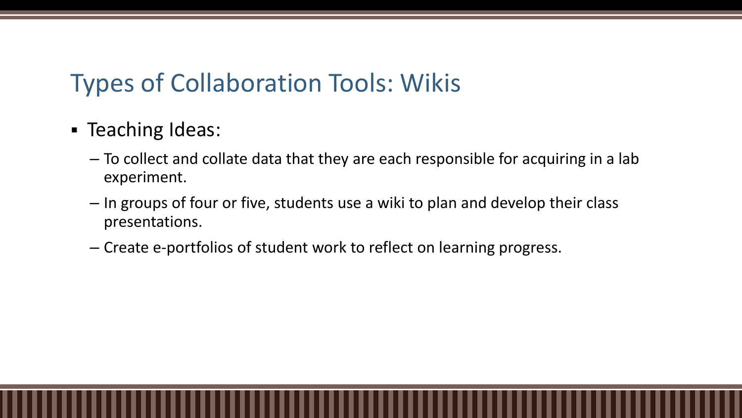# Types of Collaboration Tools: Wikis

- Teaching Ideas:
  - To collect and collate data that they are each responsible for acquiring in a lab experiment.
  - In groups of four or five, students use a wiki to plan and develop their class presentations.
  - Create e-portfolios of student work to reflect on learning progress.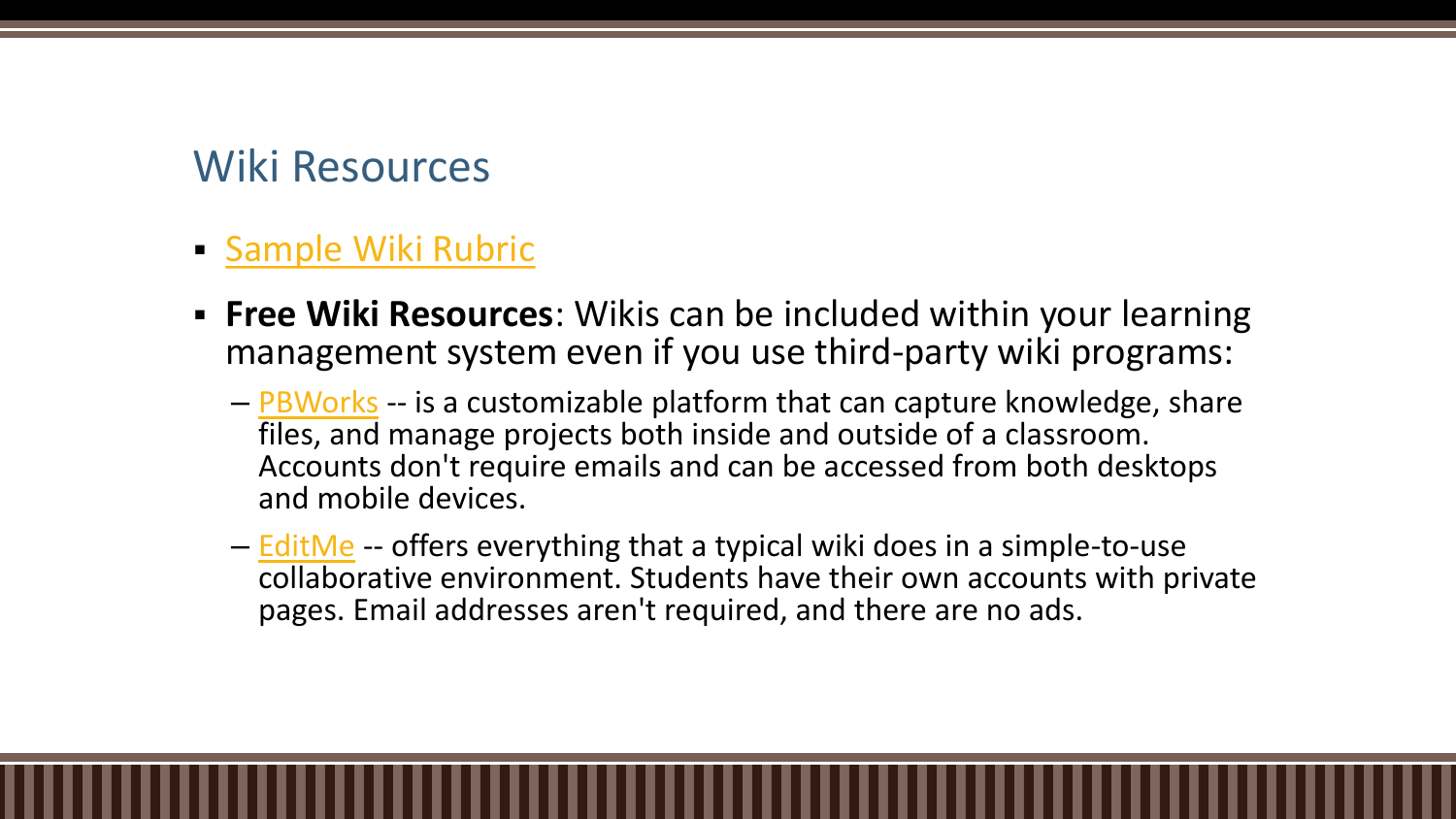## Wiki Resources

- Sample Wiki Rubric
- **Free Wiki Resources**: Wikis can be included within your learning management system even if you use third-party wiki programs:
  - PBWorks -- is a customizable platform that can capture knowledge, share files, and manage projects both inside and outside of a classroom. Accounts don't require emails and can be accessed from both desktops and mobile devices.
  - EditMe -- offers everything that a typical wiki does in a simple-to-use collaborative environment. Students have their own accounts with private pages. Email addresses aren't required, and there are no ads.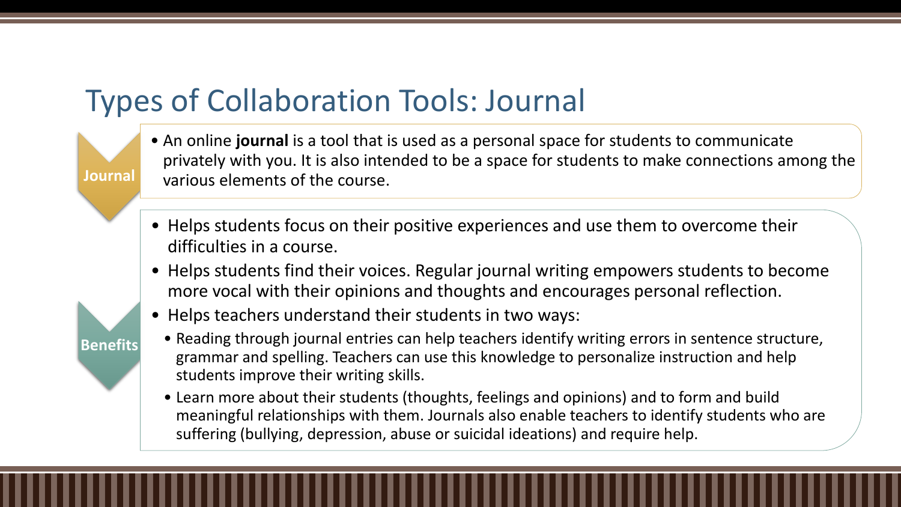# Types of Collaboration Tools: Journal

**Journal**

- An online **journal** is a tool that is used as a personal space for students to communicate privately with you. It is also intended to be a space for students to make connections among the various elements of the course.

**Benefits**

- Helps students focus on their positive experiences and use them to overcome their difficulties in a course.
- Helps students find their voices. Regular journal writing empowers students to become more vocal with their opinions and thoughts and encourages personal reflection.
- Helps teachers understand their students in two ways:
  - Reading through journal entries can help teachers identify writing errors in sentence structure, grammar and spelling. Teachers can use this knowledge to personalize instruction and help students improve their writing skills.
  - Learn more about their students (thoughts, feelings and opinions) and to form and build meaningful relationships with them. Journals also enable teachers to identify students who are suffering (bullying, depression, abuse or suicidal ideations) and require help.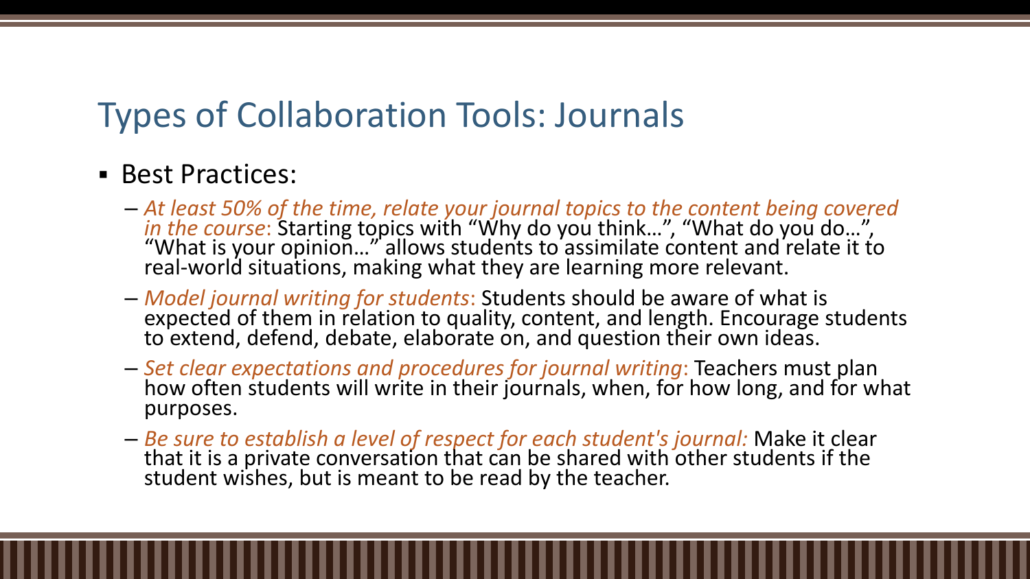# Types of Collaboration Tools: Journals

- Best Practices:
  - *At least 50% of the time, relate your journal topics to the content being covered in the course*: Starting topics with "Why do you think…", "What do you do…", "What is your opinion…" allows students to assimilate content and relate it to real-world situations, making what they are learning more relevant.
  - *Model journal writing for students*: Students should be aware of what is expected of them in relation to quality, content, and length. Encourage students to extend, defend, debate, elaborate on, and question their own ideas.
  - *Set clear expectations and procedures for journal writing*: Teachers must plan how often students will write in their journals, when, for how long, and for what purposes.
  - *Be sure to establish a level of respect for each student's journal:* Make it clear that it is a private conversation that can be shared with other students if the student wishes, but is meant to be read by the teacher.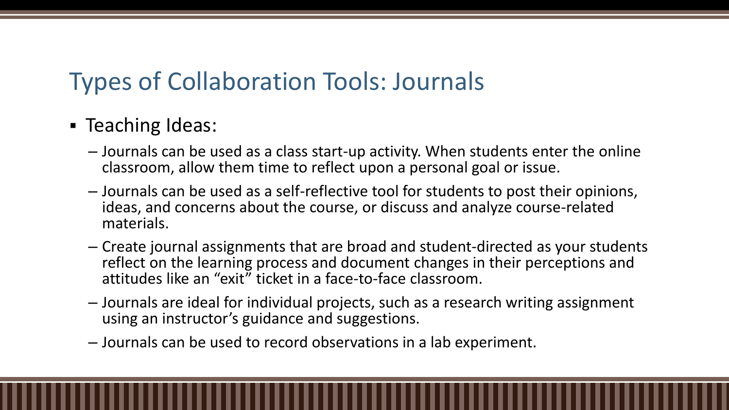# Types of Collaboration Tools: Journals

- Teaching Ideas:
  - Journals can be used as a class start-up activity. When students enter the online classroom, allow them time to reflect upon a personal goal or issue.
  - Journals can be used as a self-reflective tool for students to post their opinions, ideas, and concerns about the course, or discuss and analyze course-related materials.
  - Create journal assignments that are broad and student-directed as your students reflect on the learning process and document changes in their perceptions and attitudes like an "exit" ticket in a face-to-face classroom.
  - Journals are ideal for individual projects, such as a research writing assignment using an instructor's guidance and suggestions.
  - Journals can be used to record observations in a lab experiment.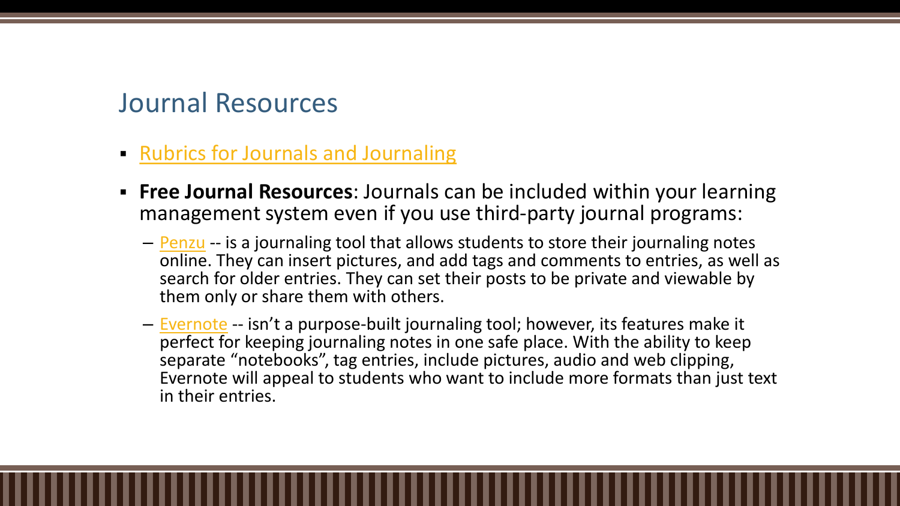## Journal Resources

- Rubrics for Journals and Journaling
- **Free Journal Resources**: Journals can be included within your learning management system even if you use third-party journal programs:
  - Penzu -- is a journaling tool that allows students to store their journaling notes online. They can insert pictures, and add tags and comments to entries, as well as search for older entries. They can set their posts to be private and viewable by them only or share them with others.
  - Evernote -- isn't a purpose-built journaling tool; however, its features make it perfect for keeping journaling notes in one safe place. With the ability to keep separate "notebooks", tag entries, include pictures, audio and web clipping, Evernote will appeal to students who want to include more formats than just text in their entries.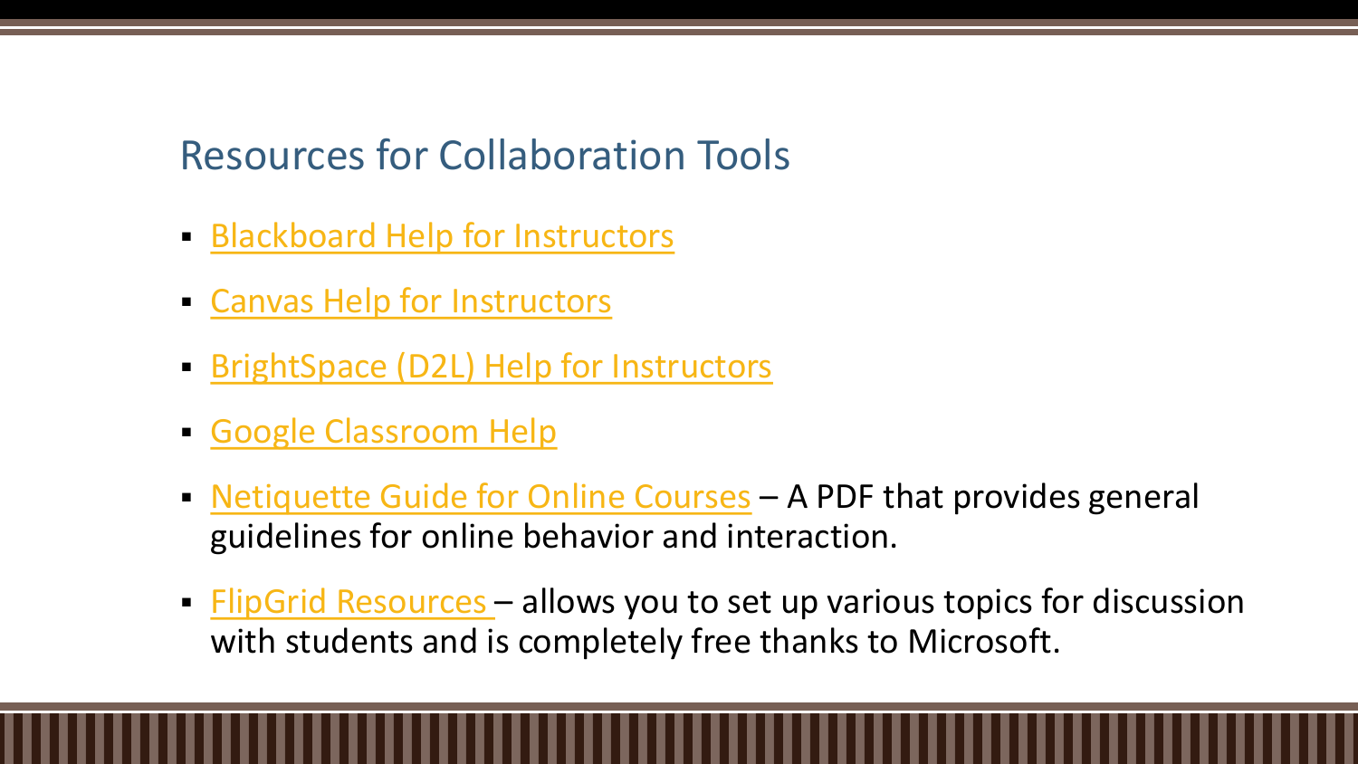## Resources for Collaboration Tools

- Blackboard Help for Instructors
- Canvas Help for Instructors
- BrightSpace (D2L) Help for Instructors
- Google Classroom Help
- Netiquette Guide for Online Courses – A PDF that provides general guidelines for online behavior and interaction.
- FlipGrid Resources – allows you to set up various topics for discussion with students and is completely free thanks to Microsoft.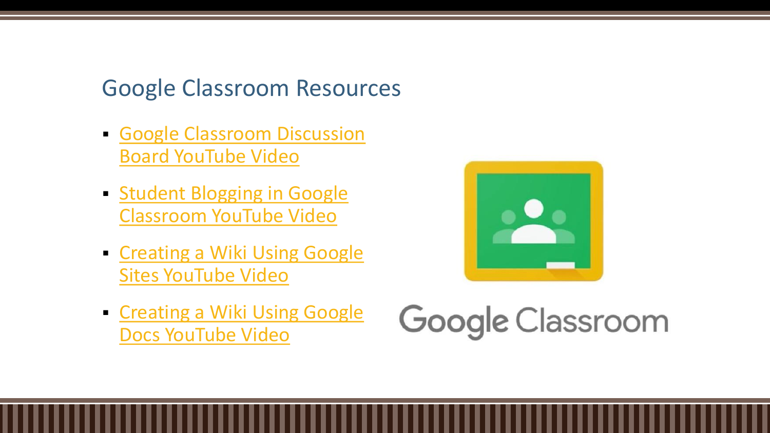## Google Classroom Resources

- Google Classroom Discussion Board YouTube Video
- Student Blogging in Google Classroom YouTube Video
- Creating a Wiki Using Google Sites YouTube Video
- Creating a Wiki Using Google Docs YouTube Video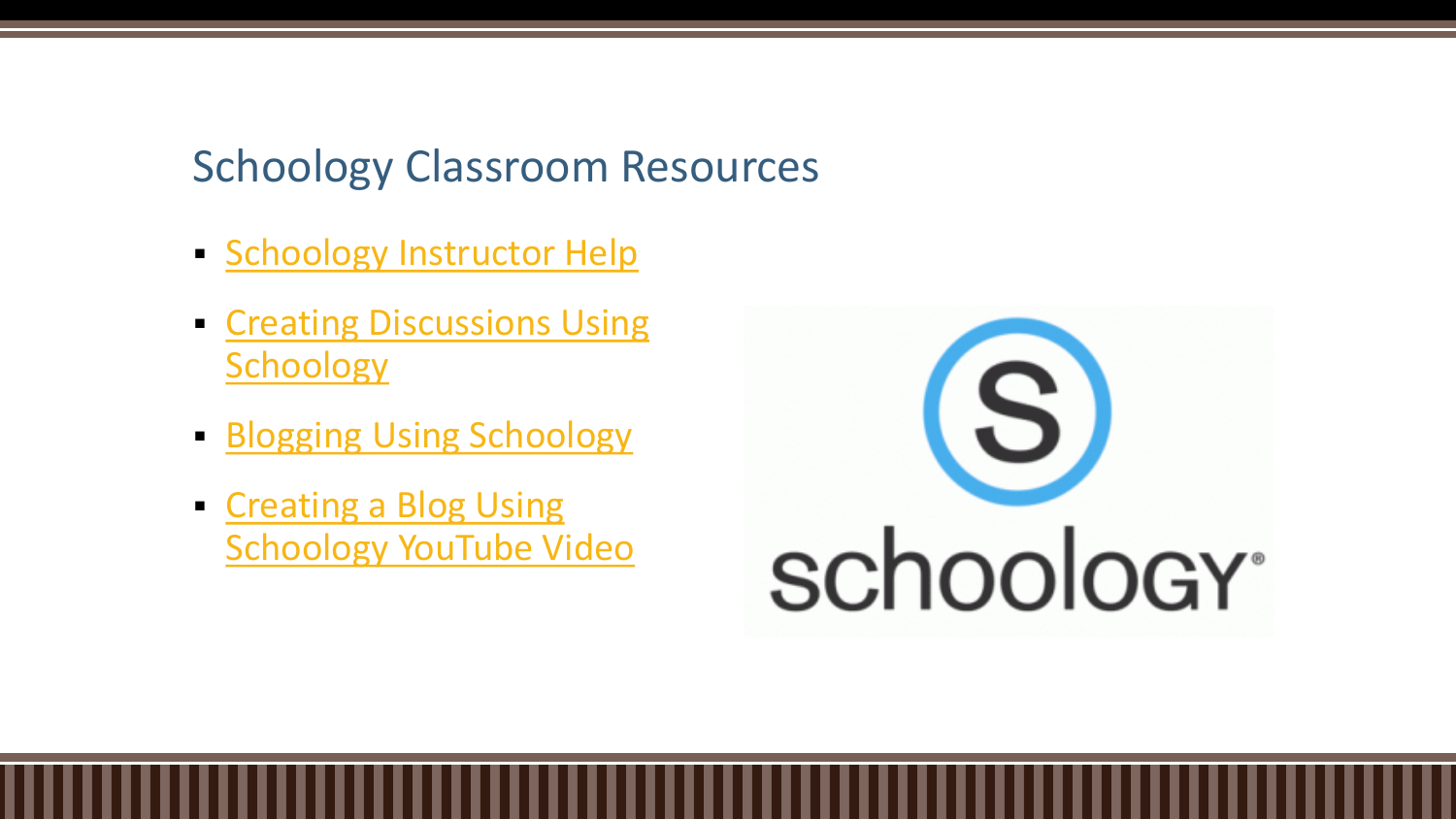## Schoology Classroom Resources

- Schoology Instructor Help
- Creating Discussions Using Schoology
- Blogging Using Schoology
- Creating a Blog Using Schoology YouTube Video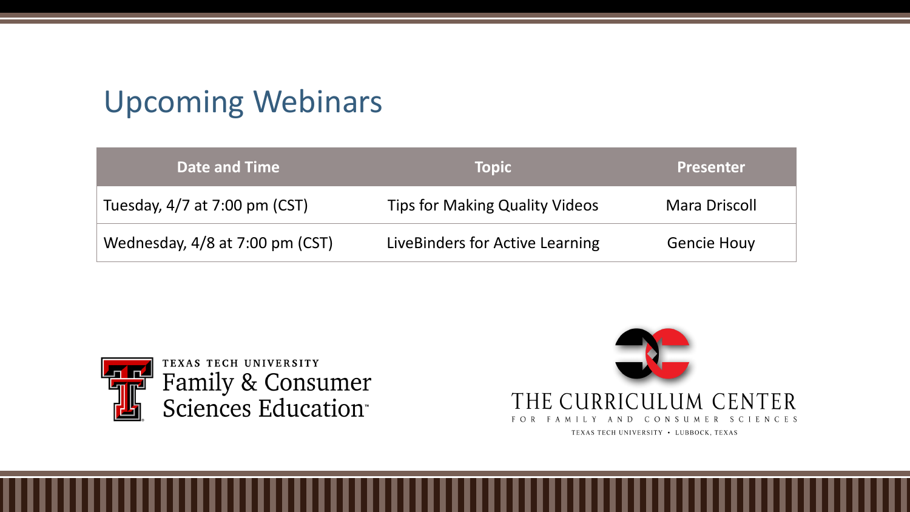## Upcoming Webinars

| Date and Time | Topic | Presenter |
| --- | --- | --- |
| Tuesday, 4/7 at 7:00 pm (CST) | Tips for Making Quality Videos | Mara Driscoll |
| Wednesday, 4/8 at 7:00 pm (CST) | LiveBinders for Active Learning | Gencie Houy |

TEXAS TECH UNIVERSITY
Family & Consumer Sciences Education™

THE CURRICULUM CENTER
FOR FAMILY AND CONSUMER SCIENCES
TEXAS TECH UNIVERSITY • LUBBOCK, TEXAS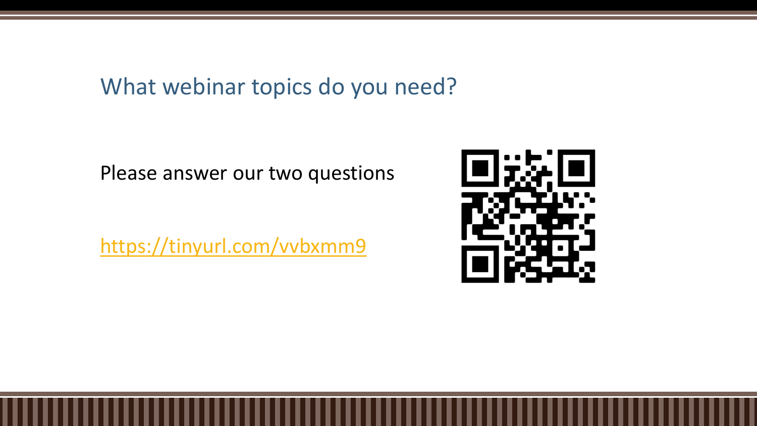# What webinar topics do you need?

Please answer our two questions

[https://tinyurl.com/vvbxmm9](https://tinyurl.com/vvbxmm9)